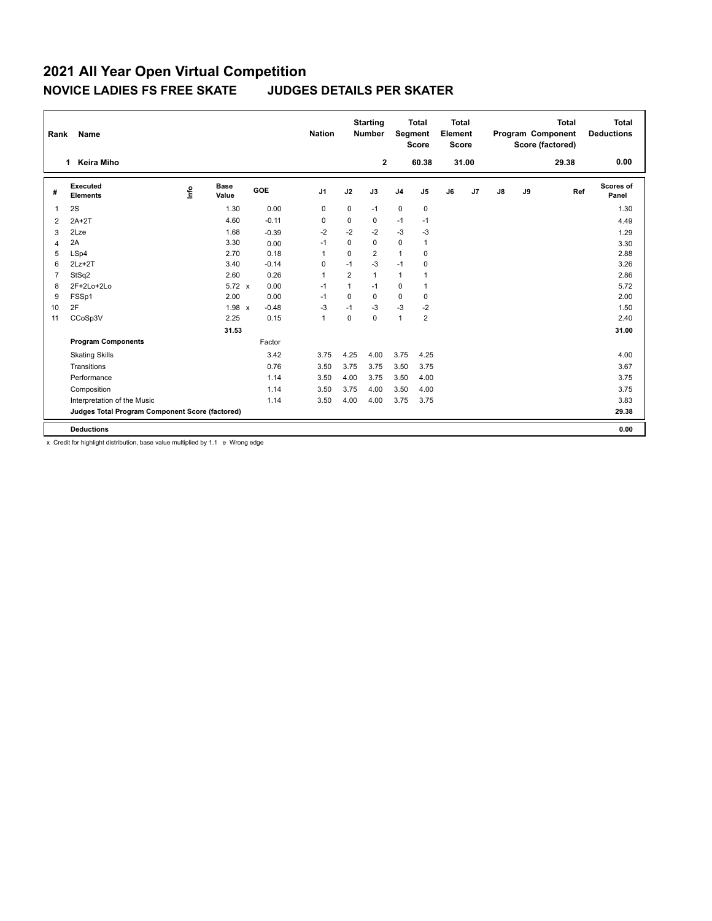# 2021 All Year Open Virtual Competition

## NOVICE LADIES FS FREE SKATE JUDGES DETAILS PER SKATER

| Rank | Name | Nation | Starting Number | Total Segment Score | Total Element Score | Total Program Component Score (factored) | Total Deductions |
|---|---|---|---|---|---|---|---|
| 1 | Keira Miho | | 2 | 60.38 | 31.00 | 29.38 | 0.00 |

| # | Executed Elements | Info | Base Value | | GOE | J1 | J2 | J3 | J4 | J5 | J6 | J7 | J8 | J9 | Ref | Scores of Panel |
|---|---|---|---|---|---|---|---|---|---|---|---|---|---|---|---|---|
| 1 | 2S | | 1.30 | | 0.00 | 0 | 0 | -1 | 0 | 0 | | | | | | 1.30 |
| 2 | 2A+2T | | 4.60 | | -0.11 | 0 | 0 | 0 | -1 | -1 | | | | | | 4.49 |
| 3 | 2Lze | | 1.68 | | -0.39 | -2 | -2 | -2 | -3 | -3 | | | | | | 1.29 |
| 4 | 2A | | 3.30 | | 0.00 | -1 | 0 | 0 | 0 | 1 | | | | | | 3.30 |
| 5 | LSp4 | | 2.70 | | 0.18 | 1 | 0 | 2 | 1 | 0 | | | | | | 2.88 |
| 6 | 2Lz+2T | | 3.40 | | -0.14 | 0 | -1 | -3 | -1 | 0 | | | | | | 3.26 |
| 7 | StSq2 | | 2.60 | | 0.26 | 1 | 2 | 1 | 1 | 1 | | | | | | 2.86 |
| 8 | 2F+2Lo+2Lo | | 5.72 | x | 0.00 | -1 | 1 | -1 | 0 | 1 | | | | | | 5.72 |
| 9 | FSSp1 | | 2.00 | | 0.00 | -1 | 0 | 0 | 0 | 0 | | | | | | 2.00 |
| 10 | 2F | | 1.98 | x | -0.48 | -3 | -1 | -3 | -3 | -2 | | | | | | 1.50 |
| 11 | CCoSp3V | | 2.25 | | 0.15 | 1 | 0 | 0 | 1 | 2 | | | | | | 2.40 |
| | | | 31.53 | | | | | | | | | | | | | 31.00 |
| | **Program Components** | | | | Factor | | | | | | | | | | | |
| | Skating Skills | | | | 3.42 | 3.75 | 4.25 | 4.00 | 3.75 | 4.25 | | | | | | 4.00 |
| | Transitions | | | | 0.76 | 3.50 | 3.75 | 3.75 | 3.50 | 3.75 | | | | | | 3.67 |
| | Performance | | | | 1.14 | 3.50 | 4.00 | 3.75 | 3.50 | 4.00 | | | | | | 3.75 |
| | Composition | | | | 1.14 | 3.50 | 3.75 | 4.00 | 3.50 | 4.00 | | | | | | 3.75 |
| | Interpretation of the Music | | | | 1.14 | 3.50 | 4.00 | 4.00 | 3.75 | 3.75 | | | | | | 3.83 |
| | **Judges Total Program Component Score (factored)** | | | | | | | | | | | | | | | 29.38 |
| | **Deductions** | | | | | | | | | | | | | | | 0.00 |

x Credit for highlight distribution, base value multiplied by 1.1 e Wrong edge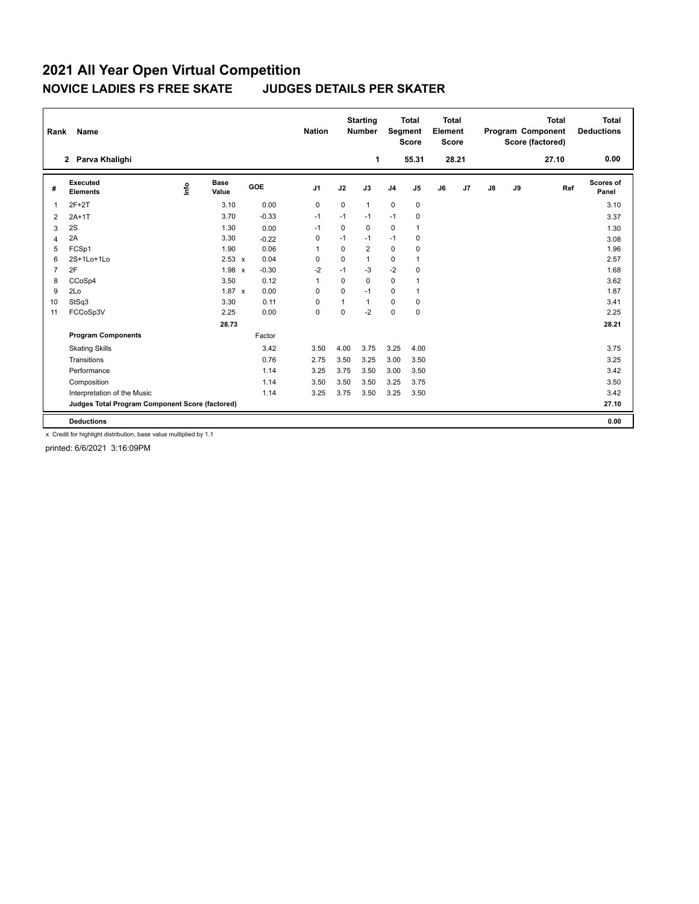# 2021 All Year Open Virtual Competition

## NOVICE LADIES FS FREE SKATE JUDGES DETAILS PER SKATER

| Rank | Name | Nation | Starting Number | Total Segment Score | Total Element Score | Total Program Component Score (factored) | Total Deductions |
|---|---|---|---|---|---|---|---|
| 2 | Parva Khalighi | | 1 | 55.31 | 28.21 | 27.10 | 0.00 |

| # | Executed Elements | Info | Base Value | | GOE | J1 | J2 | J3 | J4 | J5 | J6 | J7 | J8 | J9 | Ref | Scores of Panel |
|---|---|---|---|---|---|---|---|---|---|---|---|---|---|---|---|---|
| 1 | 2F+2T | | 3.10 | | 0.00 | 0 | 0 | 1 | 0 | 0 | | | | | | 3.10 |
| 2 | 2A+1T | | 3.70 | | -0.33 | -1 | -1 | -1 | -1 | 0 | | | | | | 3.37 |
| 3 | 2S | | 1.30 | | 0.00 | -1 | 0 | 0 | 0 | 1 | | | | | | 1.30 |
| 4 | 2A | | 3.30 | | -0.22 | 0 | -1 | -1 | -1 | 0 | | | | | | 3.08 |
| 5 | FCSp1 | | 1.90 | | 0.06 | 1 | 0 | 2 | 0 | 0 | | | | | | 1.96 |
| 6 | 2S+1Lo+1Lo | | 2.53 | x | 0.04 | 0 | 0 | 1 | 0 | 1 | | | | | | 2.57 |
| 7 | 2F | | 1.98 | x | -0.30 | -2 | -1 | -3 | -2 | 0 | | | | | | 1.68 |
| 8 | CCoSp4 | | 3.50 | | 0.12 | 1 | 0 | 0 | 0 | 1 | | | | | | 3.62 |
| 9 | 2Lo | | 1.87 | x | 0.00 | 0 | 0 | -1 | 0 | 1 | | | | | | 1.87 |
| 10 | StSq3 | | 3.30 | | 0.11 | 0 | 1 | 1 | 0 | 0 | | | | | | 3.41 |
| 11 | FCCoSp3V | | 2.25 | | 0.00 | 0 | 0 | -2 | 0 | 0 | | | | | | 2.25 |
| | | | 28.73 | | | | | | | | | | | | | 28.21 |
| | **Program Components** | | | | Factor | | | | | | | | | | | |
| | Skating Skills | | | | 3.42 | 3.50 | 4.00 | 3.75 | 3.25 | 4.00 | | | | | | 3.75 |
| | Transitions | | | | 0.76 | 2.75 | 3.50 | 3.25 | 3.00 | 3.50 | | | | | | 3.25 |
| | Performance | | | | 1.14 | 3.25 | 3.75 | 3.50 | 3.00 | 3.50 | | | | | | 3.42 |
| | Composition | | | | 1.14 | 3.50 | 3.50 | 3.50 | 3.25 | 3.75 | | | | | | 3.50 |
| | Interpretation of the Music | | | | 1.14 | 3.25 | 3.75 | 3.50 | 3.25 | 3.50 | | | | | | 3.42 |
| | **Judges Total Program Component Score (factored)** | | | | | | | | | | | | | | | 27.10 |
| | **Deductions** | | | | | | | | | | | | | | | 0.00 |

x Credit for highlight distribution, base value multiplied by 1.1

printed: 6/6/2021 3:16:09PM